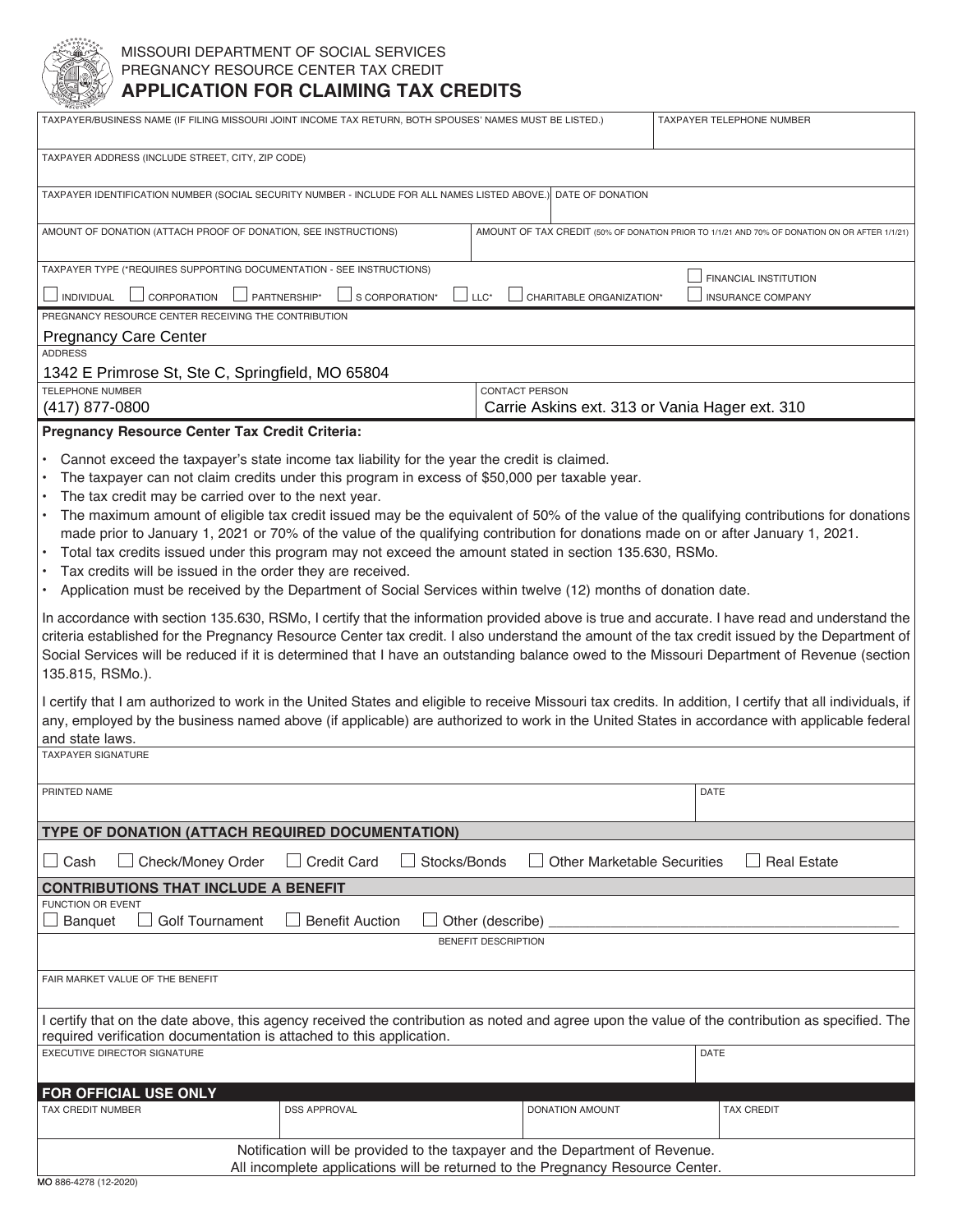MISSOURI DEPARTMENT OF SOCIAL SERVICES
PREGNANCY RESOURCE CENTER TAX CREDIT

# APPLICATION FOR CLAIMING TAX CREDITS

| TAXPAYER/BUSINESS NAME (IF FILING MISSOURI JOINT INCOME TAX RETURN, BOTH SPOUSES' NAMES MUST BE LISTED.) | TAXPAYER TELEPHONE NUMBER |
|---|---|
| | |

TAXPAYER ADDRESS (INCLUDE STREET, CITY, ZIP CODE)

| TAXPAYER IDENTIFICATION NUMBER (SOCIAL SECURITY NUMBER - INCLUDE FOR ALL NAMES LISTED ABOVE.) | DATE OF DONATION |
|---|---|
| | |

| AMOUNT OF DONATION (ATTACH PROOF OF DONATION, SEE INSTRUCTIONS) | AMOUNT OF TAX CREDIT (50% OF DONATION PRIOR TO 1/1/21 AND 70% OF DONATION ON OR AFTER 1/1/21) |
|---|---|
| | |

TAXPAYER TYPE (*REQUIRES SUPPORTING DOCUMENTATION - SEE INSTRUCTIONS)

☐ INDIVIDUAL ☐ CORPORATION ☐ PARTNERSHIP* ☐ S CORPORATION* ☐ LLC* ☐ CHARITABLE ORGANIZATION* ☐ FINANCIAL INSTITUTION ☐ INSURANCE COMPANY

PREGNANCY RESOURCE CENTER RECEIVING THE CONTRIBUTION
Pregnancy Care Center

ADDRESS
1342 E Primrose St, Ste C, Springfield, MO 65804

| TELEPHONE NUMBER | CONTACT PERSON |
|---|---|
| (417) 877-0800 | Carrie Askins ext. 313 or Vania Hager ext. 310 |

**Pregnancy Resource Center Tax Credit Criteria:**

- Cannot exceed the taxpayer's state income tax liability for the year the credit is claimed.
- The taxpayer can not claim credits under this program in excess of $50,000 per taxable year.
- The tax credit may be carried over to the next year.
- The maximum amount of eligible tax credit issued may be the equivalent of 50% of the value of the qualifying contributions for donations made prior to January 1, 2021 or 70% of the value of the qualifying contribution for donations made on or after January 1, 2021.
- Total tax credits issued under this program may not exceed the amount stated in section 135.630, RSMo.
- Tax credits will be issued in the order they are received.
- Application must be received by the Department of Social Services within twelve (12) months of donation date.

In accordance with section 135.630, RSMo, I certify that the information provided above is true and accurate. I have read and understand the criteria established for the Pregnancy Resource Center tax credit. I also understand the amount of the tax credit issued by the Department of Social Services will be reduced if it is determined that I have an outstanding balance owed to the Missouri Department of Revenue (section 135.815, RSMo.).

I certify that I am authorized to work in the United States and eligible to receive Missouri tax credits. In addition, I certify that all individuals, if any, employed by the business named above (if applicable) are authorized to work in the United States in accordance with applicable federal and state laws.

TAXPAYER SIGNATURE

| PRINTED NAME | DATE |
|---|---|
| | |

**TYPE OF DONATION (ATTACH REQUIRED DOCUMENTATION)**

☐ Cash ☐ Check/Money Order ☐ Credit Card ☐ Stocks/Bonds ☐ Other Marketable Securities ☐ Real Estate

**CONTRIBUTIONS THAT INCLUDE A BENEFIT**

FUNCTION OR EVENT
☐ Banquet ☐ Golf Tournament ☐ Benefit Auction ☐ Other (describe) ______________________

BENEFIT DESCRIPTION

FAIR MARKET VALUE OF THE BENEFIT

I certify that on the date above, this agency received the contribution as noted and agree upon the value of the contribution as specified. The required verification documentation is attached to this application.

| EXECUTIVE DIRECTOR SIGNATURE | DATE |
|---|---|
| | |

**FOR OFFICIAL USE ONLY**

| TAX CREDIT NUMBER | DSS APPROVAL | DONATION AMOUNT | TAX CREDIT |
|---|---|---|---|
| | | | |

Notification will be provided to the taxpayer and the Department of Revenue.
All incomplete applications will be returned to the Pregnancy Resource Center.

MO 886-4278 (12-2020)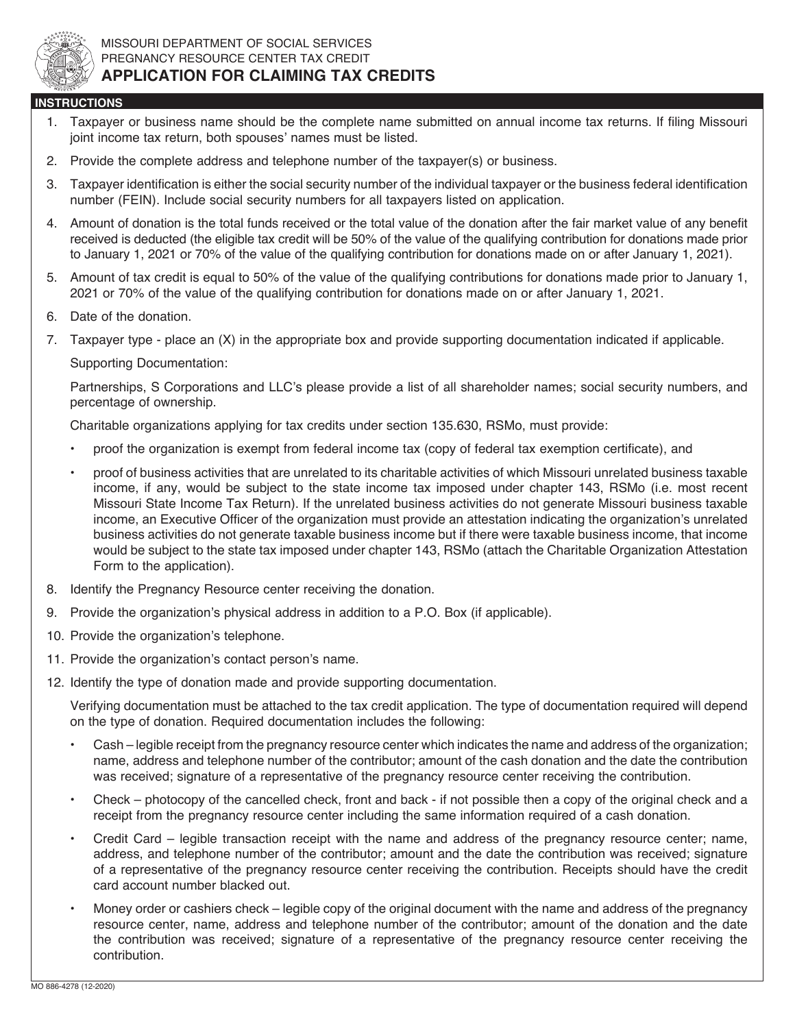MISSOURI DEPARTMENT OF SOCIAL SERVICES
PREGNANCY RESOURCE CENTER TAX CREDIT

# APPLICATION FOR CLAIMING TAX CREDITS

## INSTRUCTIONS

1. Taxpayer or business name should be the complete name submitted on annual income tax returns. If filing Missouri joint income tax return, both spouses' names must be listed.
2. Provide the complete address and telephone number of the taxpayer(s) or business.
3. Taxpayer identification is either the social security number of the individual taxpayer or the business federal identification number (FEIN). Include social security numbers for all taxpayers listed on application.
4. Amount of donation is the total funds received or the total value of the donation after the fair market value of any benefit received is deducted (the eligible tax credit will be 50% of the value of the qualifying contribution for donations made prior to January 1, 2021 or 70% of the value of the qualifying contribution for donations made on or after January 1, 2021).
5. Amount of tax credit is equal to 50% of the value of the qualifying contributions for donations made prior to January 1, 2021 or 70% of the value of the qualifying contribution for donations made on or after January 1, 2021.
6. Date of the donation.
7. Taxpayer type - place an (X) in the appropriate box and provide supporting documentation indicated if applicable.

   Supporting Documentation:

   Partnerships, S Corporations and LLC's please provide a list of all shareholder names; social security numbers, and percentage of ownership.

   Charitable organizations applying for tax credits under section 135.630, RSMo, must provide:

   - proof the organization is exempt from federal income tax (copy of federal tax exemption certificate), and
   - proof of business activities that are unrelated to its charitable activities of which Missouri unrelated business taxable income, if any, would be subject to the state income tax imposed under chapter 143, RSMo (i.e. most recent Missouri State Income Tax Return). If the unrelated business activities do not generate Missouri business taxable income, an Executive Officer of the organization must provide an attestation indicating the organization's unrelated business activities do not generate taxable business income but if there were taxable business income, that income would be subject to the state tax imposed under chapter 143, RSMo (attach the Charitable Organization Attestation Form to the application).
8. Identify the Pregnancy Resource center receiving the donation.
9. Provide the organization's physical address in addition to a P.O. Box (if applicable).
10. Provide the organization's telephone.
11. Provide the organization's contact person's name.
12. Identify the type of donation made and provide supporting documentation.

    Verifying documentation must be attached to the tax credit application. The type of documentation required will depend on the type of donation. Required documentation includes the following:

    - Cash – legible receipt from the pregnancy resource center which indicates the name and address of the organization; name, address and telephone number of the contributor; amount of the cash donation and the date the contribution was received; signature of a representative of the pregnancy resource center receiving the contribution.
    - Check – photocopy of the cancelled check, front and back - if not possible then a copy of the original check and a receipt from the pregnancy resource center including the same information required of a cash donation.
    - Credit Card – legible transaction receipt with the name and address of the pregnancy resource center; name, address, and telephone number of the contributor; amount and the date the contribution was received; signature of a representative of the pregnancy resource center receiving the contribution. Receipts should have the credit card account number blacked out.
    - Money order or cashiers check – legible copy of the original document with the name and address of the pregnancy resource center, name, address and telephone number of the contributor; amount of the donation and the date the contribution was received; signature of a representative of the pregnancy resource center receiving the contribution.

MO 886-4278 (12-2020)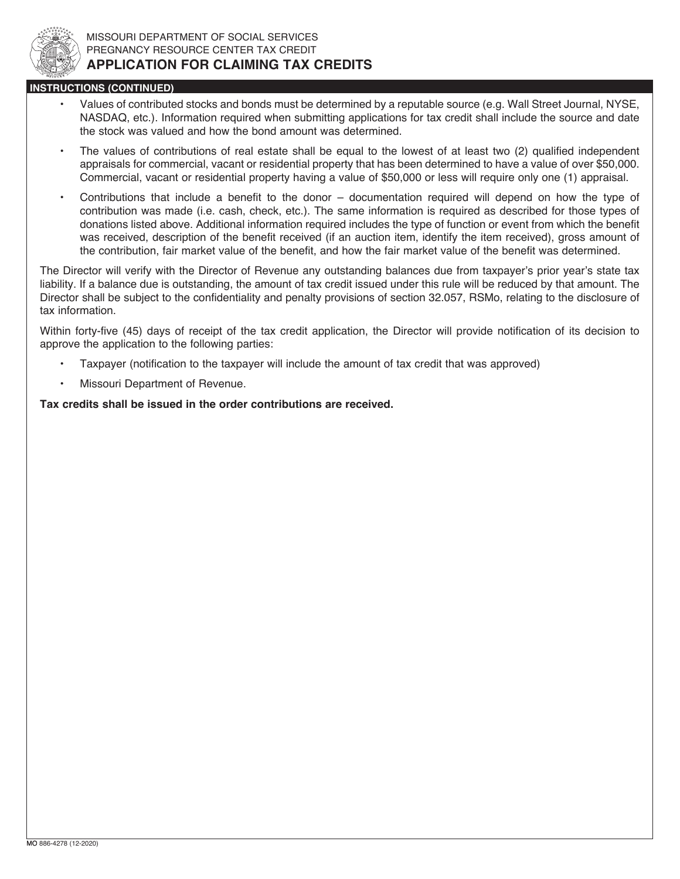MISSOURI DEPARTMENT OF SOCIAL SERVICES
PREGNANCY RESOURCE CENTER TAX CREDIT

# APPLICATION FOR CLAIMING TAX CREDITS

## INSTRUCTIONS (CONTINUED)

- Values of contributed stocks and bonds must be determined by a reputable source (e.g. Wall Street Journal, NYSE, NASDAQ, etc.). Information required when submitting applications for tax credit shall include the source and date the stock was valued and how the bond amount was determined.
- The values of contributions of real estate shall be equal to the lowest of at least two (2) qualified independent appraisals for commercial, vacant or residential property that has been determined to have a value of over $50,000. Commercial, vacant or residential property having a value of $50,000 or less will require only one (1) appraisal.
- Contributions that include a benefit to the donor – documentation required will depend on how the type of contribution was made (i.e. cash, check, etc.). The same information is required as described for those types of donations listed above. Additional information required includes the type of function or event from which the benefit was received, description of the benefit received (if an auction item, identify the item received), gross amount of the contribution, fair market value of the benefit, and how the fair market value of the benefit was determined.

The Director will verify with the Director of Revenue any outstanding balances due from taxpayer's prior year's state tax liability. If a balance due is outstanding, the amount of tax credit issued under this rule will be reduced by that amount. The Director shall be subject to the confidentiality and penalty provisions of section 32.057, RSMo, relating to the disclosure of tax information.

Within forty-five (45) days of receipt of the tax credit application, the Director will provide notification of its decision to approve the application to the following parties:

- Taxpayer (notification to the taxpayer will include the amount of tax credit that was approved)
- Missouri Department of Revenue.

**Tax credits shall be issued in the order contributions are received.**

MO 886-4278 (12-2020)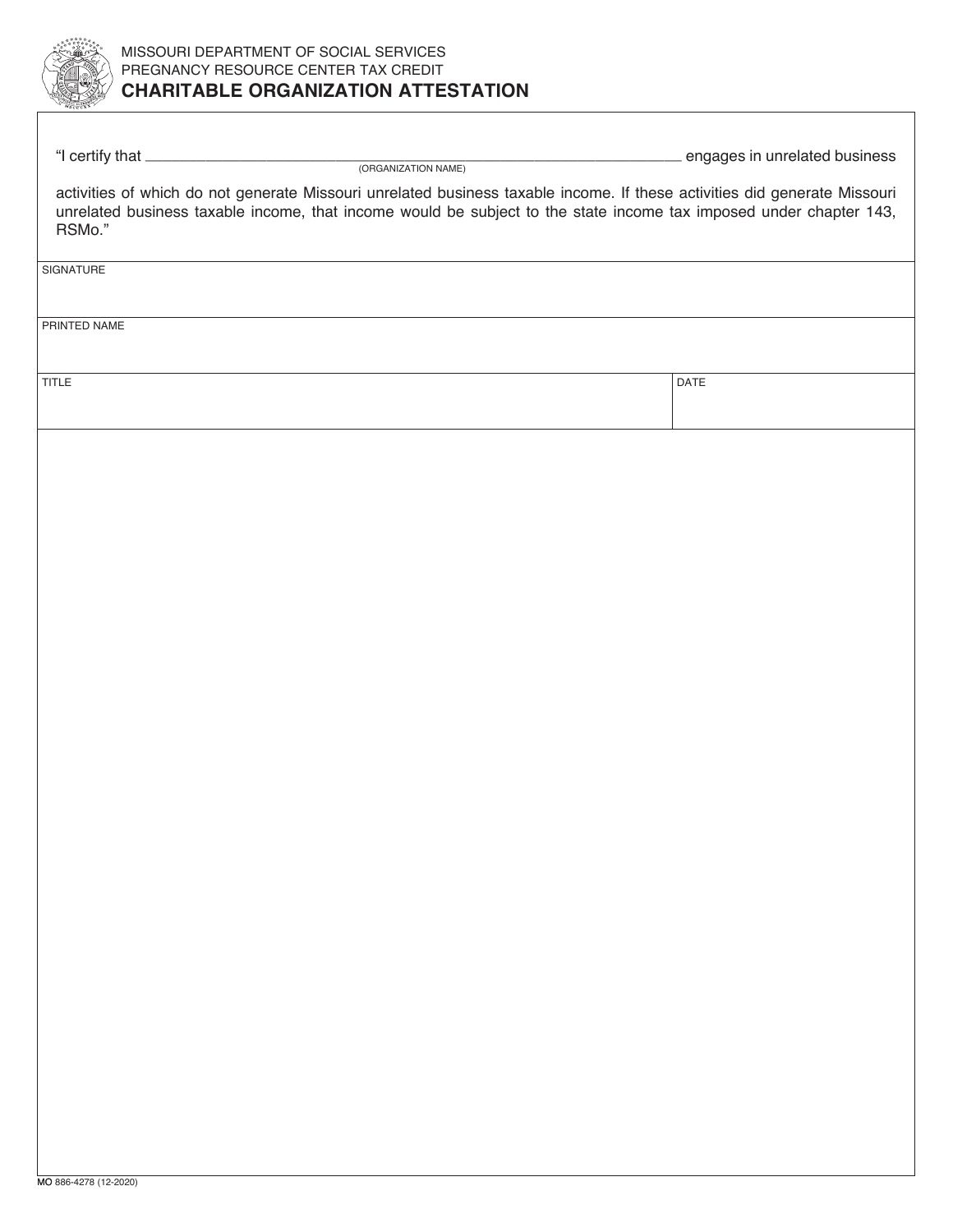MISSOURI DEPARTMENT OF SOCIAL SERVICES
PREGNANCY RESOURCE CENTER TAX CREDIT

# CHARITABLE ORGANIZATION ATTESTATION

"I certify that _______________________________________________ engages in unrelated business
(ORGANIZATION NAME)

activities of which do not generate Missouri unrelated business taxable income. If these activities did generate Missouri unrelated business taxable income, that income would be subject to the state income tax imposed under chapter 143, RSMo."

SIGNATURE

PRINTED NAME

| TITLE | DATE |
|---|---|
| | |

MO 886-4278 (12-2020)